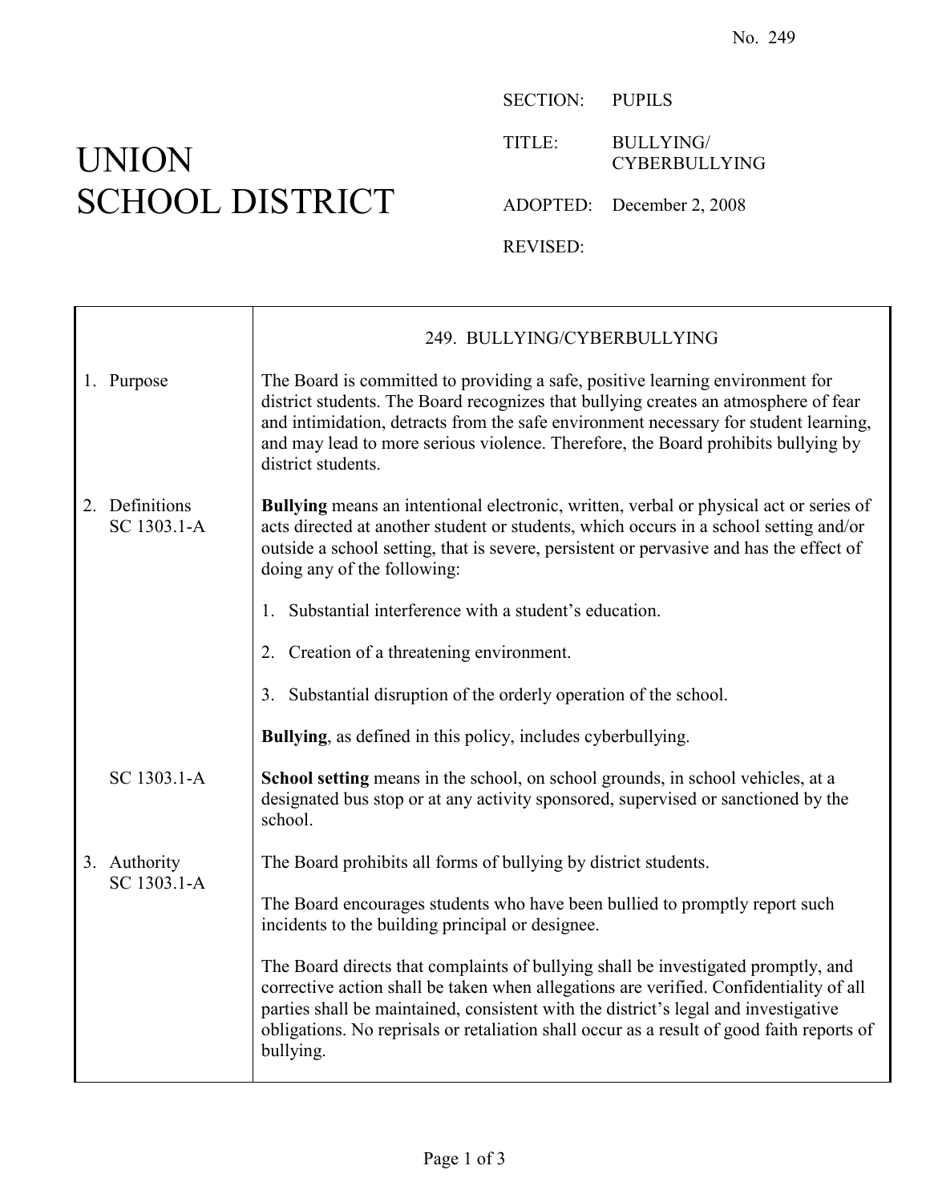No. 249

# UNION SCHOOL DISTRICT

SECTION: PUPILS

TITLE: BULLYING/ CYBERBULLYING

ADOPTED: December 2, 2008

REVISED:

## 249. BULLYING/CYBERBULLYING

### 1. Purpose

The Board is committed to providing a safe, positive learning environment for district students. The Board recognizes that bullying creates an atmosphere of fear and intimidation, detracts from the safe environment necessary for student learning, and may lead to more serious violence. Therefore, the Board prohibits bullying by district students.

### 2. Definitions

SC 1303.1-A

**Bullying** means an intentional electronic, written, verbal or physical act or series of acts directed at another student or students, which occurs in a school setting and/or outside a school setting, that is severe, persistent or pervasive and has the effect of doing any of the following:

1. Substantial interference with a student's education.
2. Creation of a threatening environment.
3. Substantial disruption of the orderly operation of the school.

**Bullying**, as defined in this policy, includes cyberbullying.

SC 1303.1-A

**School setting** means in the school, on school grounds, in school vehicles, at a designated bus stop or at any activity sponsored, supervised or sanctioned by the school.

### 3. Authority

SC 1303.1-A

The Board prohibits all forms of bullying by district students.

The Board encourages students who have been bullied to promptly report such incidents to the building principal or designee.

The Board directs that complaints of bullying shall be investigated promptly, and corrective action shall be taken when allegations are verified. Confidentiality of all parties shall be maintained, consistent with the district's legal and investigative obligations. No reprisals or retaliation shall occur as a result of good faith reports of bullying.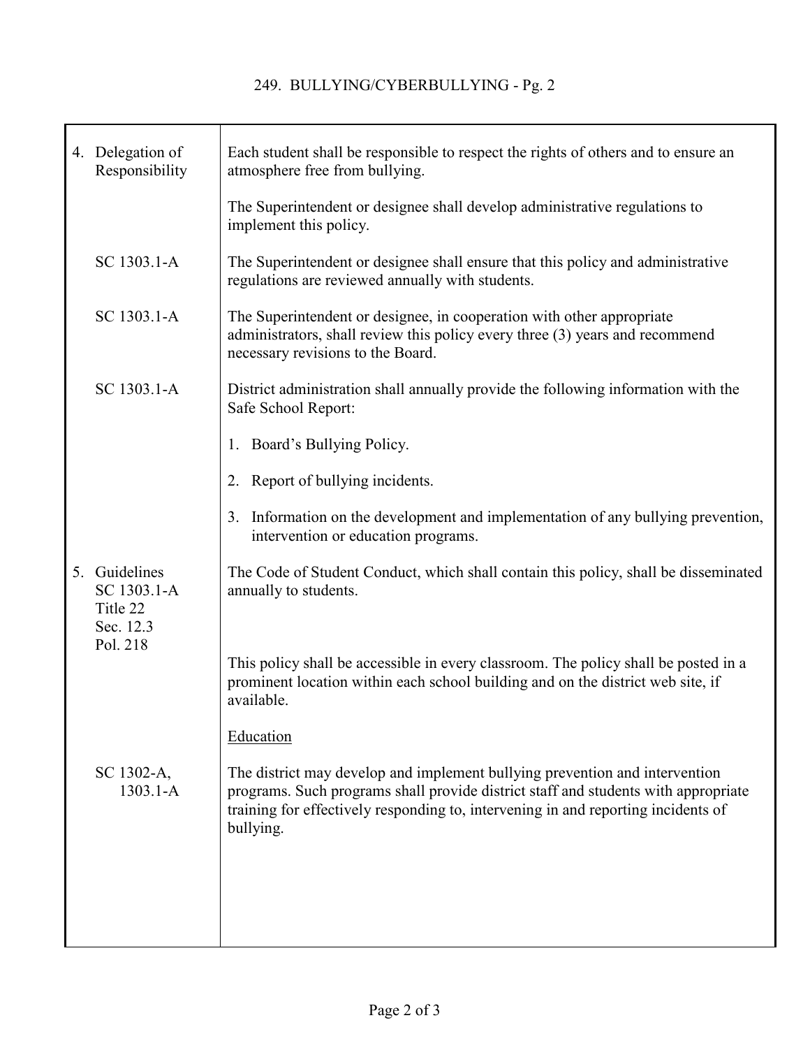| | |
|---|---|
| 4. Delegation of Responsibility | Each student shall be responsible to respect the rights of others and to ensure an atmosphere free from bullying. |
| | The Superintendent or designee shall develop administrative regulations to implement this policy. |
| SC 1303.1-A | The Superintendent or designee shall ensure that this policy and administrative regulations are reviewed annually with students. |
| SC 1303.1-A | The Superintendent or designee, in cooperation with other appropriate administrators, shall review this policy every three (3) years and recommend necessary revisions to the Board. |
| SC 1303.1-A | District administration shall annually provide the following information with the Safe School Report: |
| | 1. Board's Bullying Policy. |
| | 2. Report of bullying incidents. |
| | 3. Information on the development and implementation of any bullying prevention, intervention or education programs. |
| 5. Guidelines SC 1303.1-A Title 22 Sec. 12.3 Pol. 218 | The Code of Student Conduct, which shall contain this policy, shall be disseminated annually to students. |
| | This policy shall be accessible in every classroom. The policy shall be posted in a prominent location within each school building and on the district web site, if available. |
| | <u>Education</u> |
| SC 1302-A, 1303.1-A | The district may develop and implement bullying prevention and intervention programs. Such programs shall provide district staff and students with appropriate training for effectively responding to, intervening in and reporting incidents of bullying. |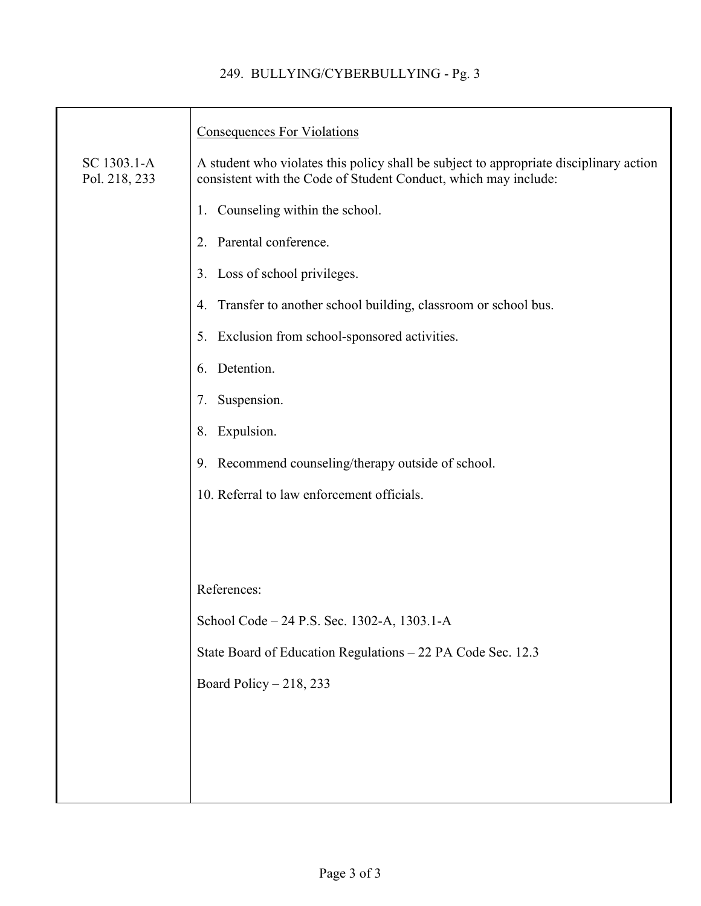SC 1303.1-A
Pol. 218, 233

## Consequences For Violations

A student who violates this policy shall be subject to appropriate disciplinary action consistent with the Code of Student Conduct, which may include:

1. Counseling within the school.
2. Parental conference.
3. Loss of school privileges.
4. Transfer to another school building, classroom or school bus.
5. Exclusion from school-sponsored activities.
6. Detention.
7. Suspension.
8. Expulsion.
9. Recommend counseling/therapy outside of school.
10. Referral to law enforcement officials.

References:

School Code – 24 P.S. Sec. 1302-A, 1303.1-A

State Board of Education Regulations – 22 PA Code Sec. 12.3

Board Policy – 218, 233